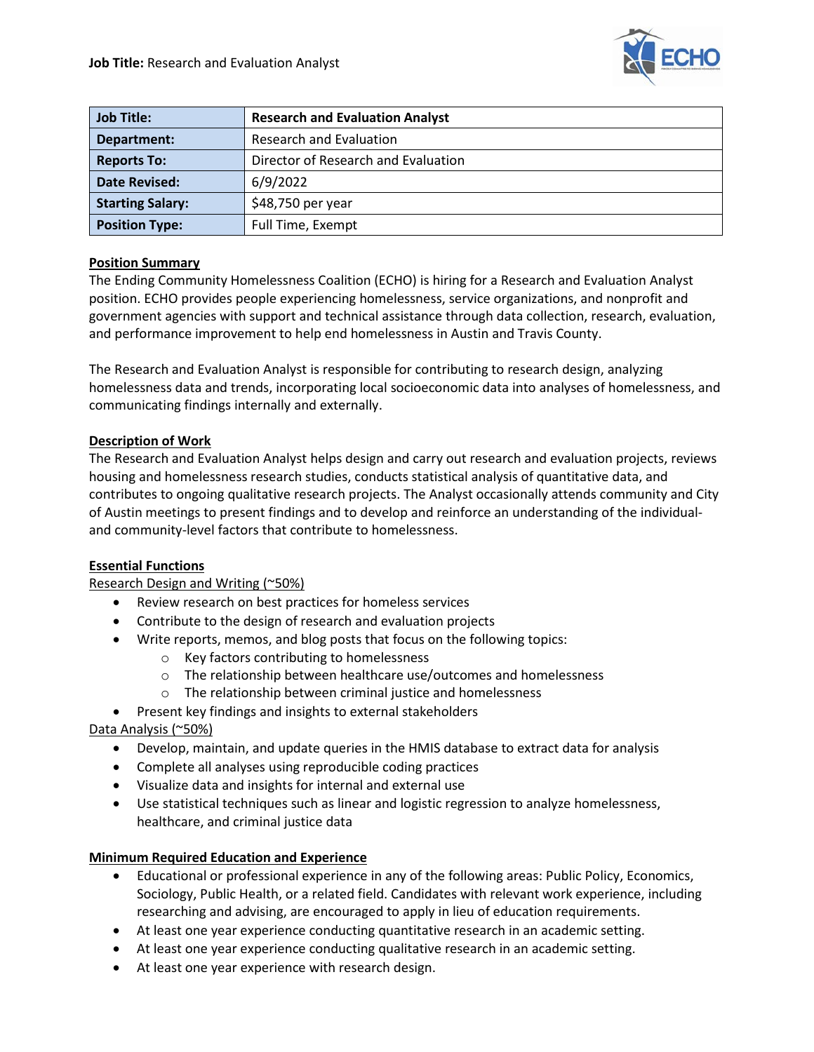**Job Title:** Research and Evaluation Analyst

| **Job Title:** | **Research and Evaluation Analyst** |
|---|---|
| **Department:** | Research and Evaluation |
| **Reports To:** | Director of Research and Evaluation |
| **Date Revised:** | 6/9/2022 |
| **Starting Salary:** | $48,750 per year |
| **Position Type:** | Full Time, Exempt |

## Position Summary

The Ending Community Homelessness Coalition (ECHO) is hiring for a Research and Evaluation Analyst position. ECHO provides people experiencing homelessness, service organizations, and nonprofit and government agencies with support and technical assistance through data collection, research, evaluation, and performance improvement to help end homelessness in Austin and Travis County.

The Research and Evaluation Analyst is responsible for contributing to research design, analyzing homelessness data and trends, incorporating local socioeconomic data into analyses of homelessness, and communicating findings internally and externally.

## Description of Work

The Research and Evaluation Analyst helps design and carry out research and evaluation projects, reviews housing and homelessness research studies, conducts statistical analysis of quantitative data, and contributes to ongoing qualitative research projects. The Analyst occasionally attends community and City of Austin meetings to present findings and to develop and reinforce an understanding of the individual- and community-level factors that contribute to homelessness.

## Essential Functions

Research Design and Writing (~50%)

- Review research on best practices for homeless services
- Contribute to the design of research and evaluation projects
- Write reports, memos, and blog posts that focus on the following topics:
  - Key factors contributing to homelessness
  - The relationship between healthcare use/outcomes and homelessness
  - The relationship between criminal justice and homelessness
- Present key findings and insights to external stakeholders

Data Analysis (~50%)

- Develop, maintain, and update queries in the HMIS database to extract data for analysis
- Complete all analyses using reproducible coding practices
- Visualize data and insights for internal and external use
- Use statistical techniques such as linear and logistic regression to analyze homelessness, healthcare, and criminal justice data

## Minimum Required Education and Experience

- Educational or professional experience in any of the following areas: Public Policy, Economics, Sociology, Public Health, or a related field. Candidates with relevant work experience, including researching and advising, are encouraged to apply in lieu of education requirements.
- At least one year experience conducting quantitative research in an academic setting.
- At least one year experience conducting qualitative research in an academic setting.
- At least one year experience with research design.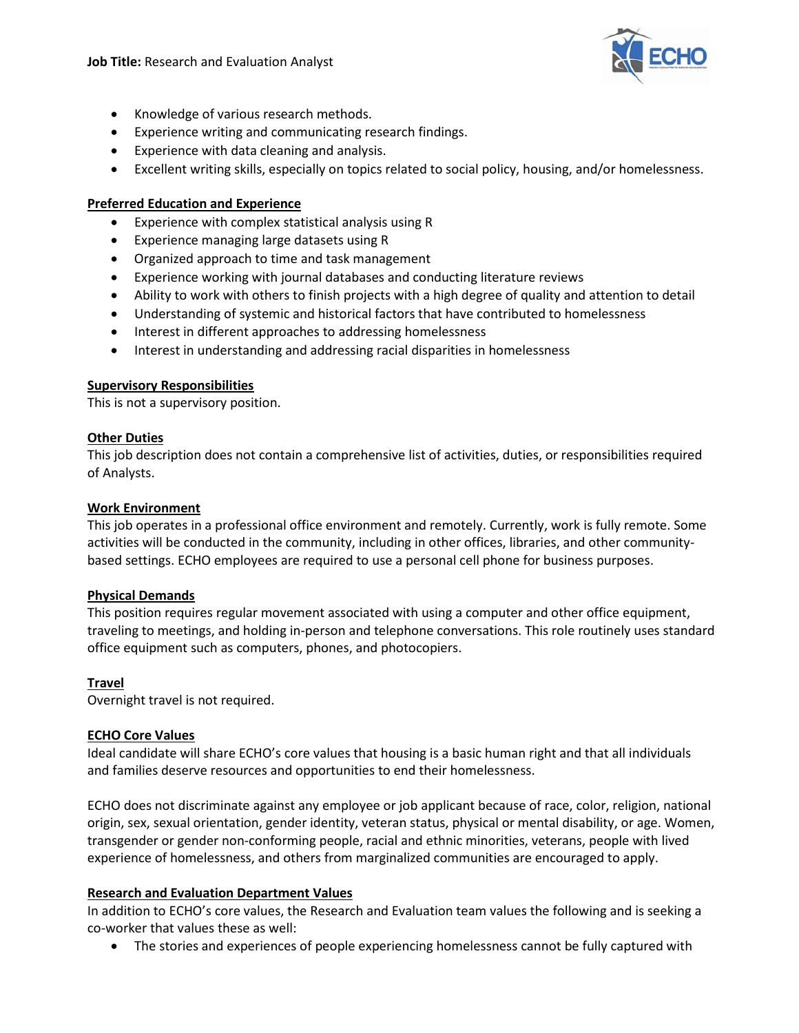- Knowledge of various research methods.
- Experience writing and communicating research findings.
- Experience with data cleaning and analysis.
- Excellent writing skills, especially on topics related to social policy, housing, and/or homelessness.

**Preferred Education and Experience**

- Experience with complex statistical analysis using R
- Experience managing large datasets using R
- Organized approach to time and task management
- Experience working with journal databases and conducting literature reviews
- Ability to work with others to finish projects with a high degree of quality and attention to detail
- Understanding of systemic and historical factors that have contributed to homelessness
- Interest in different approaches to addressing homelessness
- Interest in understanding and addressing racial disparities in homelessness

**Supervisory Responsibilities**

This is not a supervisory position.

**Other Duties**

This job description does not contain a comprehensive list of activities, duties, or responsibilities required of Analysts.

**Work Environment**

This job operates in a professional office environment and remotely. Currently, work is fully remote. Some activities will be conducted in the community, including in other offices, libraries, and other community-based settings. ECHO employees are required to use a personal cell phone for business purposes.

**Physical Demands**

This position requires regular movement associated with using a computer and other office equipment, traveling to meetings, and holding in-person and telephone conversations. This role routinely uses standard office equipment such as computers, phones, and photocopiers.

**Travel**

Overnight travel is not required.

**ECHO Core Values**

Ideal candidate will share ECHO's core values that housing is a basic human right and that all individuals and families deserve resources and opportunities to end their homelessness.

ECHO does not discriminate against any employee or job applicant because of race, color, religion, national origin, sex, sexual orientation, gender identity, veteran status, physical or mental disability, or age. Women, transgender or gender non-conforming people, racial and ethnic minorities, veterans, people with lived experience of homelessness, and others from marginalized communities are encouraged to apply.

**Research and Evaluation Department Values**

In addition to ECHO's core values, the Research and Evaluation team values the following and is seeking a co-worker that values these as well:

- The stories and experiences of people experiencing homelessness cannot be fully captured with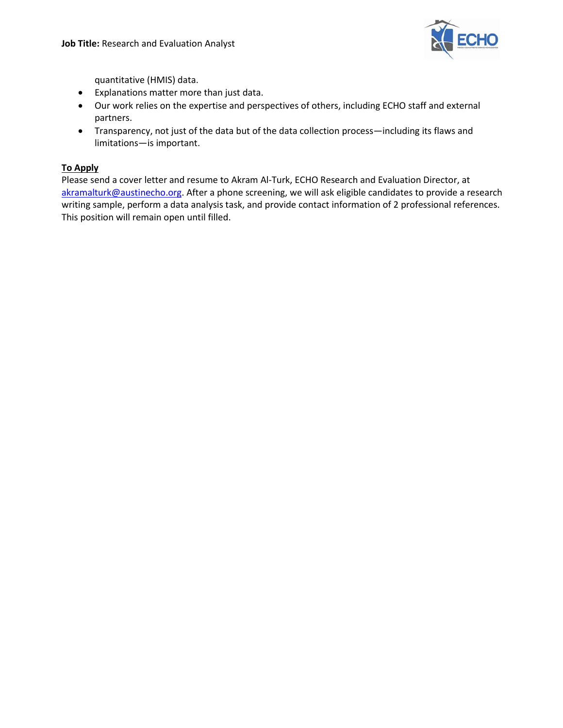quantitative (HMIS) data.
- Explanations matter more than just data.
- Our work relies on the expertise and perspectives of others, including ECHO staff and external partners.
- Transparency, not just of the data but of the data collection process—including its flaws and limitations—is important.

**To Apply**

Please send a cover letter and resume to Akram Al-Turk, ECHO Research and Evaluation Director, at akramalturk@austinecho.org. After a phone screening, we will ask eligible candidates to provide a research writing sample, perform a data analysis task, and provide contact information of 2 professional references. This position will remain open until filled.